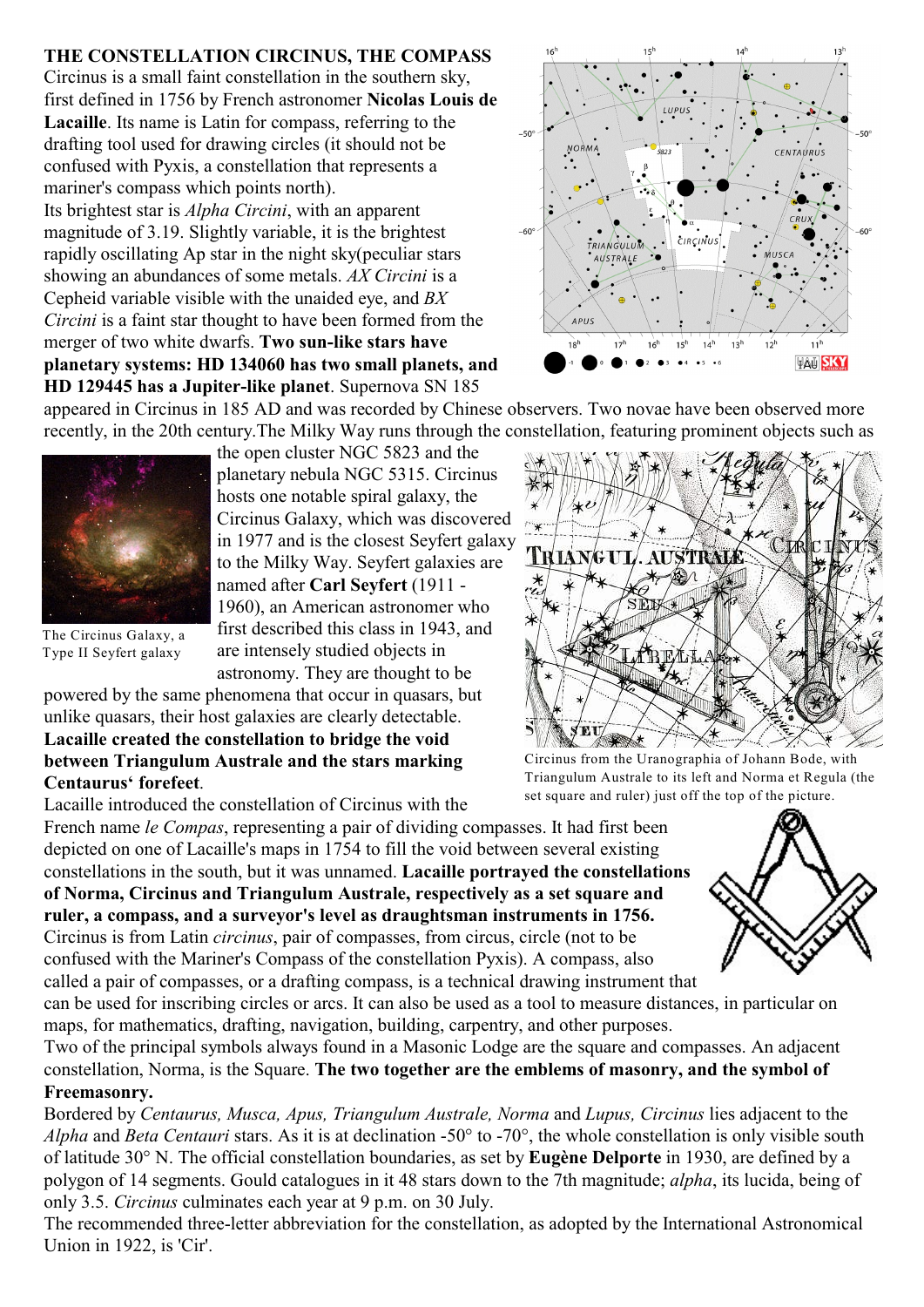**THE CONSTELLATION CIRCINUS, THE COMPASS**

Circinus is a small faint constellation in the southern sky, first defined in 1756 by French astronomer **Nicolas Louis de Lacaille**. Its name is Latin for compass, referring to the drafting tool used for drawing circles (it should not be confused with Pyxis, a constellation that represents a mariner's compass which points north).

Its brightest star is *Alpha Circini*, with an apparent magnitude of 3.19. Slightly variable, it is the brightest rapidly oscillating Ap star in the night sky(peculiar stars showing an abundances of some metals. *AX Circini* is a Cepheid variable visible with the unaided eye, and *BX Circini* is a faint star thought to have been formed from the merger of two white dwarfs. **Two sun-like stars have planetary systems: HD 134060 has two small planets, and HD 129445 has a Jupiter-like planet**. Supernova SN 185 appeared in Circinus in 185 AD and was recorded by Chinese observers. Two novae have been observed more recently, in the 20th century.The Milky Way runs through the constellation, featuring prominent objects such as the open cluster NGC 5823 and the planetary nebula NGC 5315. Circinus hosts one notable spiral galaxy, the Circinus Galaxy, which was discovered in 1977 and is the closest Seyfert galaxy to the Milky Way. Seyfert galaxies are named after **Carl Seyfert** (1911 - 1960), an American astronomer who first described this class in 1943, and are intensely studied objects in astronomy. They are thought to be powered by the same phenomena that occur in quasars, but unlike quasars, their host galaxies are clearly detectable.

The Circinus Galaxy, a Type II Seyfert galaxy

**Lacaille created the constellation to bridge the void between Triangulum Australe and the stars marking Centaurus' forefeet**.

Circinus from the Uranographia of Johann Bode, with Triangulum Australe to its left and Norma et Regula (the set square and ruler) just off the top of the picture.

Lacaille introduced the constellation of Circinus with the French name *le Compas*, representing a pair of dividing compasses. It had first been depicted on one of Lacaille's maps in 1754 to fill the void between several existing constellations in the south, but it was unnamed. **Lacaille portrayed the constellations of Norma, Circinus and Triangulum Australe, respectively as a set square and ruler, a compass, and a surveyor's level as draughtsman instruments in 1756.**

Circinus is from Latin *circinus*, pair of compasses, from circus, circle (not to be confused with the Mariner's Compass of the constellation Pyxis). A compass, also called a pair of compasses, or a drafting compass, is a technical drawing instrument that can be used for inscribing circles or arcs. It can also be used as a tool to measure distances, in particular on maps, for mathematics, drafting, navigation, building, carpentry, and other purposes.

Two of the principal symbols always found in a Masonic Lodge are the square and compasses. An adjacent constellation, Norma, is the Square. **The two together are the emblems of masonry, and the symbol of Freemasonry.**

Bordered by *Centaurus, Musca, Apus, Triangulum Australe, Norma* and *Lupus, Circinus* lies adjacent to the *Alpha* and *Beta Centauri* stars. As it is at declination -50° to -70°, the whole constellation is only visible south of latitude 30° N. The official constellation boundaries, as set by **Eugène Delporte** in 1930, are defined by a polygon of 14 segments. Gould catalogues in it 48 stars down to the 7th magnitude; *alpha*, its lucida, being of only 3.5. *Circinus* culminates each year at 9 p.m. on 30 July.

The recommended three-letter abbreviation for the constellation, as adopted by the International Astronomical Union in 1922, is 'Cir'.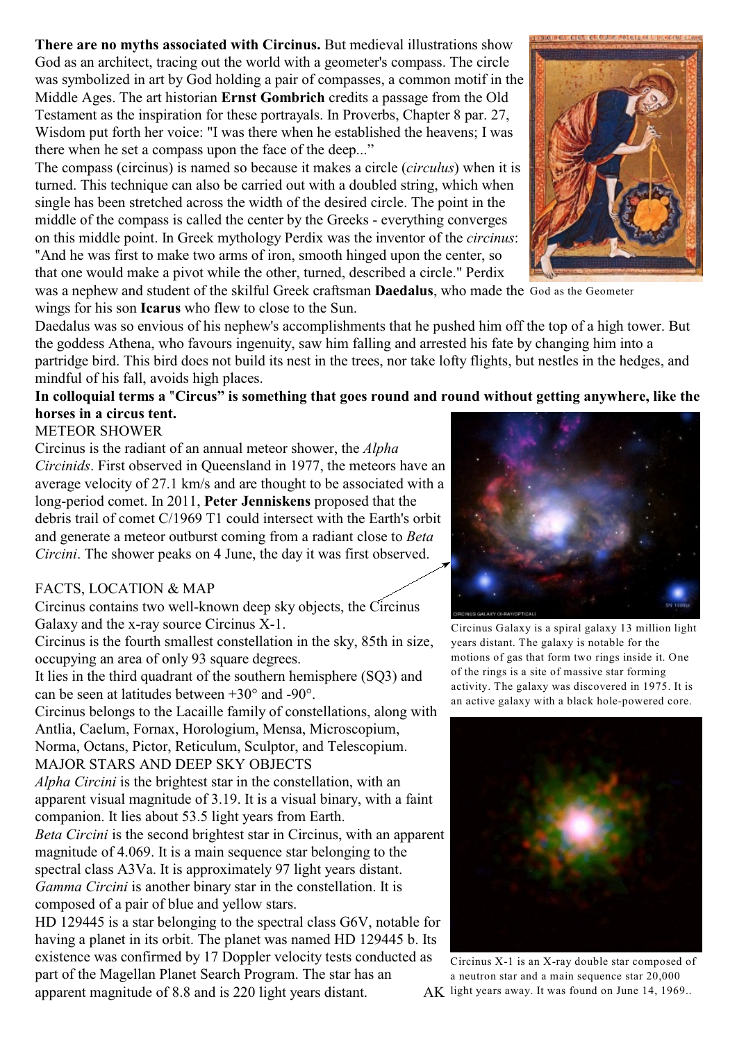**There are no myths associated with Circinus.** But medieval illustrations show God as an architect, tracing out the world with a geometer's compass. The circle was symbolized in art by God holding a pair of compasses, a common motif in the Middle Ages. The art historian **Ernst Gombrich** credits a passage from the Old Testament as the inspiration for these portrayals. In Proverbs, Chapter 8 par. 27, Wisdom put forth her voice: "I was there when he established the heavens; I was there when he set a compass upon the face of the deep..."

The compass (circinus) is named so because it makes a circle (*circulus*) when it is turned. This technique can also be carried out with a doubled string, which when single has been stretched across the width of the desired circle. The point in the middle of the compass is called the center by the Greeks - everything converges on this middle point. In Greek mythology Perdix was the inventor of the *circinus*: "And he was first to make two arms of iron, smooth hinged upon the center, so that one would make a pivot while the other, turned, described a circle." Perdix was a nephew and student of the skilful Greek craftsman **Daedalus**, who made the wings for his son **Icarus** who flew to close to the Sun.

God as the Geometer

Daedalus was so envious of his nephew's accomplishments that he pushed him off the top of a high tower. But the goddess Athena, who favours ingenuity, saw him falling and arrested his fate by changing him into a partridge bird. This bird does not build its nest in the trees, nor take lofty flights, but nestles in the hedges, and mindful of his fall, avoids high places.

**In colloquial terms a "Circus" is something that goes round and round without getting anywhere, like the horses in a circus tent.**

METEOR SHOWER

Circinus is the radiant of an annual meteor shower, the *Alpha Circinids*. First observed in Queensland in 1977, the meteors have an average velocity of 27.1 km/s and are thought to be associated with a long-period comet. In 2011, **Peter Jenniskens** proposed that the debris trail of comet C/1969 T1 could intersect with the Earth's orbit and generate a meteor outburst coming from a radiant close to *Beta Circini*. The shower peaks on 4 June, the day it was first observed.

FACTS, LOCATION & MAP

Circinus contains two well-known deep sky objects, the Circinus Galaxy and the x-ray source Circinus X-1.

Circinus is the fourth smallest constellation in the sky, 85th in size, occupying an area of only 93 square degrees.

It lies in the third quadrant of the southern hemisphere (SQ3) and can be seen at latitudes between +30° and -90°.

Circinus belongs to the Lacaille family of constellations, along with Antlia, Caelum, Fornax, Horologium, Mensa, Microscopium, Norma, Octans, Pictor, Reticulum, Sculptor, and Telescopium.

MAJOR STARS AND DEEP SKY OBJECTS

*Alpha Circini* is the brightest star in the constellation, with an apparent visual magnitude of 3.19. It is a visual binary, with a faint companion. It lies about 53.5 light years from Earth.

*Beta Circini* is the second brightest star in Circinus, with an apparent magnitude of 4.069. It is a main sequence star belonging to the spectral class A3Va. It is approximately 97 light years distant.

*Gamma Circini* is another binary star in the constellation. It is composed of a pair of blue and yellow stars.

HD 129445 is a star belonging to the spectral class G6V, notable for having a planet in its orbit. The planet was named HD 129445 b. Its existence was confirmed by 17 Doppler velocity tests conducted as part of the Magellan Planet Search Program. The star has an apparent magnitude of 8.8 and is 220 light years distant.

Circinus Galaxy is a spiral galaxy 13 million light years distant. The galaxy is notable for the motions of gas that form two rings inside it. One of the rings is a site of massive star forming activity. The galaxy was discovered in 1975. It is an active galaxy with a black hole-powered core.

Circinus X-1 is an X-ray double star composed of a neutron star and a main sequence star 20,000 light years away. It was found on June 14, 1969..

AK